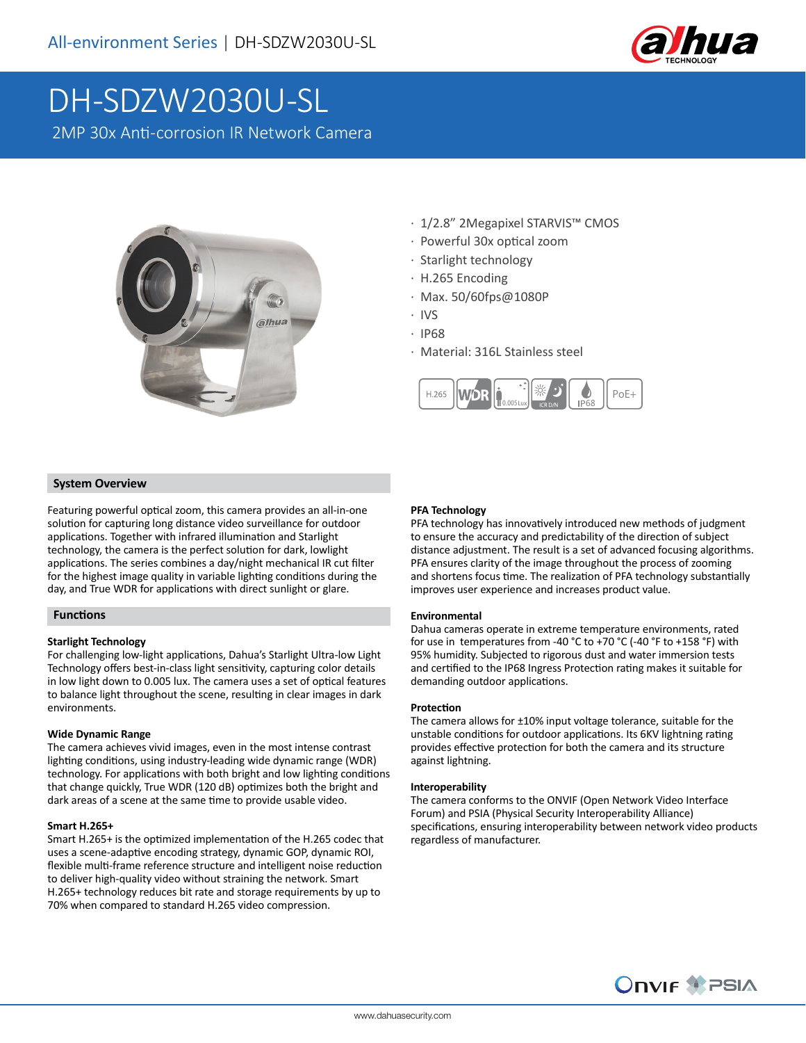All-environment Series | DH-SDZW2030U-SL

# DH-SDZW2030U-SL

2MP 30x Anti-corrosion IR Network Camera

- 1/2.8" 2Megapixel STARVIS™ CMOS
- Powerful 30x optical zoom
- Starlight technology
- H.265 Encoding
- Max. 50/60fps@1080P
- IVS
- IP68
- Material: 316L Stainless steel

## System Overview

Featuring powerful optical zoom, this camera provides an all-in-one solution for capturing long distance video surveillance for outdoor applications. Together with infrared illumination and Starlight technology, the camera is the perfect solution for dark, lowlight applications. The series combines a day/night mechanical IR cut filter for the highest image quality in variable lighting conditions during the day, and True WDR for applications with direct sunlight or glare.

## Functions

### Starlight Technology

For challenging low-light applications, Dahua's Starlight Ultra-low Light Technology offers best-in-class light sensitivity, capturing color details in low light down to 0.005 lux. The camera uses a set of optical features to balance light throughout the scene, resulting in clear images in dark environments.

### Wide Dynamic Range

The camera achieves vivid images, even in the most intense contrast lighting conditions, using industry-leading wide dynamic range (WDR) technology. For applications with both bright and low lighting conditions that change quickly, True WDR (120 dB) optimizes both the bright and dark areas of a scene at the same time to provide usable video.

### Smart H.265+

Smart H.265+ is the optimized implementation of the H.265 codec that uses a scene-adaptive encoding strategy, dynamic GOP, dynamic ROI, flexible multi-frame reference structure and intelligent noise reduction to deliver high-quality video without straining the network. Smart H.265+ technology reduces bit rate and storage requirements by up to 70% when compared to standard H.265 video compression.

### PFA Technology

PFA technology has innovatively introduced new methods of judgment to ensure the accuracy and predictability of the direction of subject distance adjustment. The result is a set of advanced focusing algorithms. PFA ensures clarity of the image throughout the process of zooming and shortens focus time. The realization of PFA technology substantially improves user experience and increases product value.

### Environmental

Dahua cameras operate in extreme temperature environments, rated for use in temperatures from -40 °C to +70 °C (-40 °F to +158 °F) with 95% humidity. Subjected to rigorous dust and water immersion tests and certified to the IP68 Ingress Protection rating makes it suitable for demanding outdoor applications.

### Protection

The camera allows for ±10% input voltage tolerance, suitable for the unstable conditions for outdoor applications. Its 6KV lightning rating provides effective protection for both the camera and its structure against lightning.

### Interoperability

The camera conforms to the ONVIF (Open Network Video Interface Forum) and PSIA (Physical Security Interoperability Alliance) specifications, ensuring interoperability between network video products regardless of manufacturer.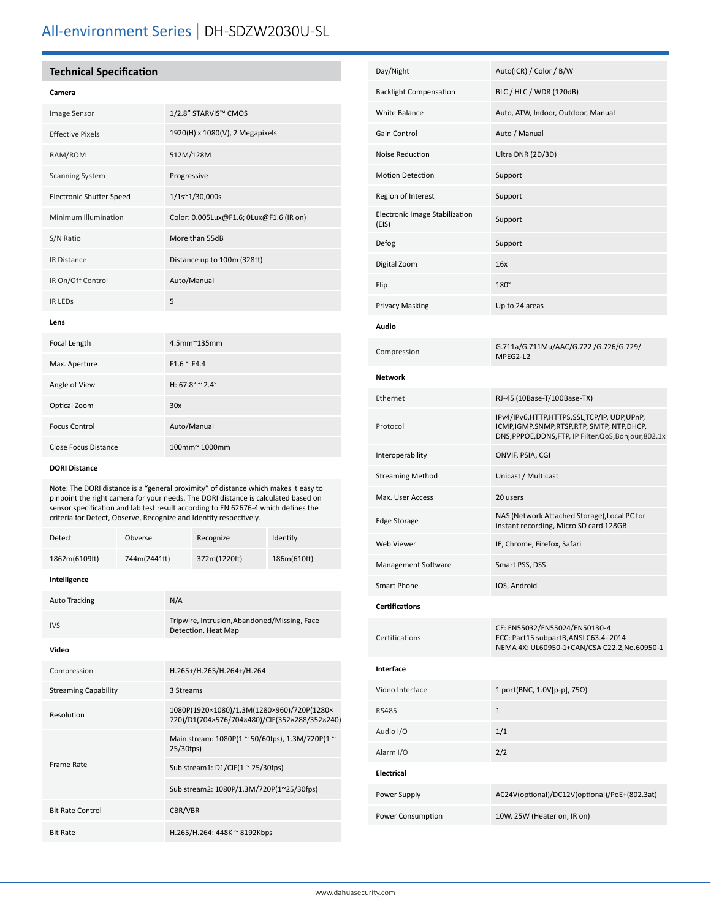# All-environment Series | DH-SDZW2030U-SL

## Technical Specification

### Camera

| | |
|---|---|
| Image Sensor | 1/2.8" STARVIS™ CMOS |
| Effective Pixels | 1920(H) x 1080(V), 2 Megapixels |
| RAM/ROM | 512M/128M |
| Scanning System | Progressive |
| Electronic Shutter Speed | 1/1s~1/30,000s |
| Minimum Illumination | Color: 0.005Lux@F1.6; 0Lux@F1.6 (IR on) |
| S/N Ratio | More than 55dB |
| IR Distance | Distance up to 100m (328ft) |
| IR On/Off Control | Auto/Manual |
| IR LEDs | 5 |

### Lens

| | |
|---|---|
| Focal Length | 4.5mm~135mm |
| Max. Aperture | F1.6 ~ F4.4 |
| Angle of View | H: 67.8° ~ 2.4° |
| Optical Zoom | 30x |
| Focus Control | Auto/Manual |
| Close Focus Distance | 100mm~ 1000mm |

### DORI Distance

Note: The DORI distance is a "general proximity" of distance which makes it easy to pinpoint the right camera for your needs. The DORI distance is calculated based on sensor specification and lab test result according to EN 62676-4 which defines the criteria for Detect, Observe, Recognize and Identify respectively.

| Detect | Obverse | Recognize | Identify |
|---|---|---|---|
| 1862m(6109ft) | 744m(2441ft) | 372m(1220ft) | 186m(610ft) |

### Intelligence

| | |
|---|---|
| Auto Tracking | N/A |
| IVS | Tripwire, Intrusion,Abandoned/Missing, Face Detection, Heat Map |

### Video

| | |
|---|---|
| Compression | H.265+/H.265/H.264+/H.264 |
| Streaming Capability | 3 Streams |
| Resolution | 1080P(1920×1080)/1.3M(1280×960)/720P(1280×720)/D1(704×576/704×480)/CIF(352×288/352×240) |
| Frame Rate | Main stream: 1080P(1 ~ 50/60fps), 1.3M/720P(1 ~ 25/30fps) |
| | Sub stream1: D1/CIF(1 ~ 25/30fps) |
| | Sub stream2: 1080P/1.3M/720P(1~25/30fps) |
| Bit Rate Control | CBR/VBR |
| Bit Rate | H.265/H.264: 448K ~ 8192Kbps |
| Day/Night | Auto(ICR) / Color / B/W |
| Backlight Compensation | BLC / HLC / WDR (120dB) |
| White Balance | Auto, ATW, Indoor, Outdoor, Manual |
| Gain Control | Auto / Manual |
| Noise Reduction | Ultra DNR (2D/3D) |
| Motion Detection | Support |
| Region of Interest | Support |
| Electronic Image Stabilization (EIS) | Support |
| Defog | Support |
| Digital Zoom | 16x |
| Flip | 180° |
| Privacy Masking | Up to 24 areas |

### Audio

| | |
|---|---|
| Compression | G.711a/G.711Mu/AAC/G.722 /G.726/G.729/ MPEG2-L2 |

### Network

| | |
|---|---|
| Ethernet | RJ-45 (10Base-T/100Base-TX) |
| Protocol | IPv4/IPv6,HTTP,HTTPS,SSL,TCP/IP, UDP,UPnP, ICMP,IGMP,SNMP,RTSP,RTP, SMTP, NTP,DHCP, DNS,PPPOE,DDNS,FTP, IP Filter,QoS,Bonjour,802.1x |
| Interoperability | ONVIF, PSIA, CGI |
| Streaming Method | Unicast / Multicast |
| Max. User Access | 20 users |
| Edge Storage | NAS (Network Attached Storage),Local PC for instant recording, Micro SD card 128GB |
| Web Viewer | IE, Chrome, Firefox, Safari |
| Management Software | Smart PSS, DSS |
| Smart Phone | IOS, Android |

### Certifications

| | |
|---|---|
| Certifications | CE: EN55032/EN55024/EN50130-4<br>FCC: Part15 subpartB,ANSI C63.4- 2014<br>NEMA 4X: UL60950-1+CAN/CSA C22.2,No.60950-1 |

### Interface

| | |
|---|---|
| Video Interface | 1 port(BNC, 1.0V[p-p], 75Ω) |
| RS485 | 1 |
| Audio I/O | 1/1 |
| Alarm I/O | 2/2 |

### Electrical

| | |
|---|---|
| Power Supply | AC24V(optional)/DC12V(optional)/PoE+(802.3at) |
| Power Consumption | 10W, 25W (Heater on, IR on) |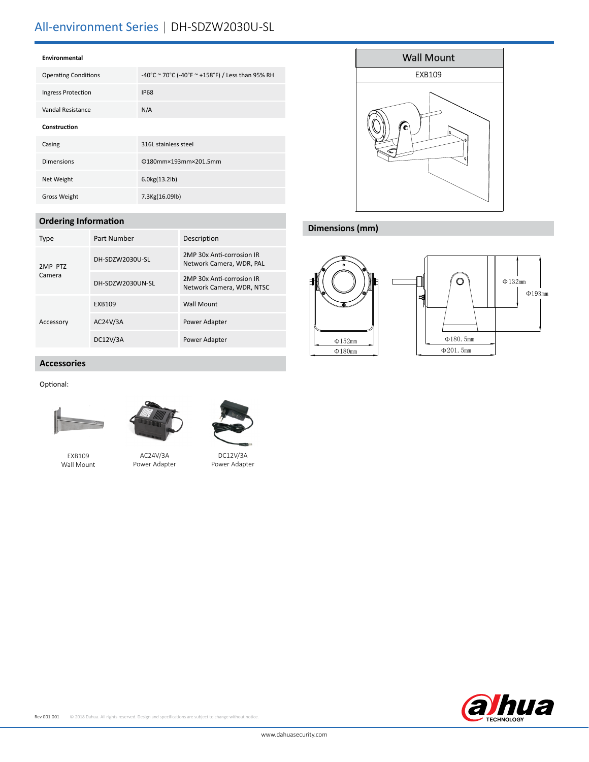## Environmental

| | |
|---|---|
| Operating Conditions | -40°C ~ 70°C (-40°F ~ +158°F) / Less than 95% RH |
| Ingress Protection | IP68 |
| Vandal Resistance | N/A |

## Construction

| | |
|---|---|
| Casing | 316L stainless steel |
| Dimensions | Φ180mm×193mm×201.5mm |
| Net Weight | 6.0kg(13.2lb) |
| Gross Weight | 7.3Kg(16.09lb) |

## Ordering Information

| Type | Part Number | Description |
|---|---|---|
| 2MP PTZ Camera | DH-SDZW2030U-SL | 2MP 30x Anti-corrosion IR Network Camera, WDR, PAL |
| | DH-SDZW2030UN-SL | 2MP 30x Anti-corrosion IR Network Camera, WDR, NTSC |
| Accessory | EXB109 | Wall Mount |
| | AC24V/3A | Power Adapter |
| | DC12V/3A | Power Adapter |

## Accessories

Optional:

EXB109
Wall Mount

AC24V/3A
Power Adapter

DC12V/3A
Power Adapter

## Wall Mount

EXB109

## Dimensions (mm)

Φ152mm
Φ180mm
Φ132mm
Φ193mm
Φ180. 5mm
Φ201. 5mm

Rev 001.001 © 2018 Dahua. All rights reserved. Design and specifications are subject to change without notice.

www.dahuasecurity.com